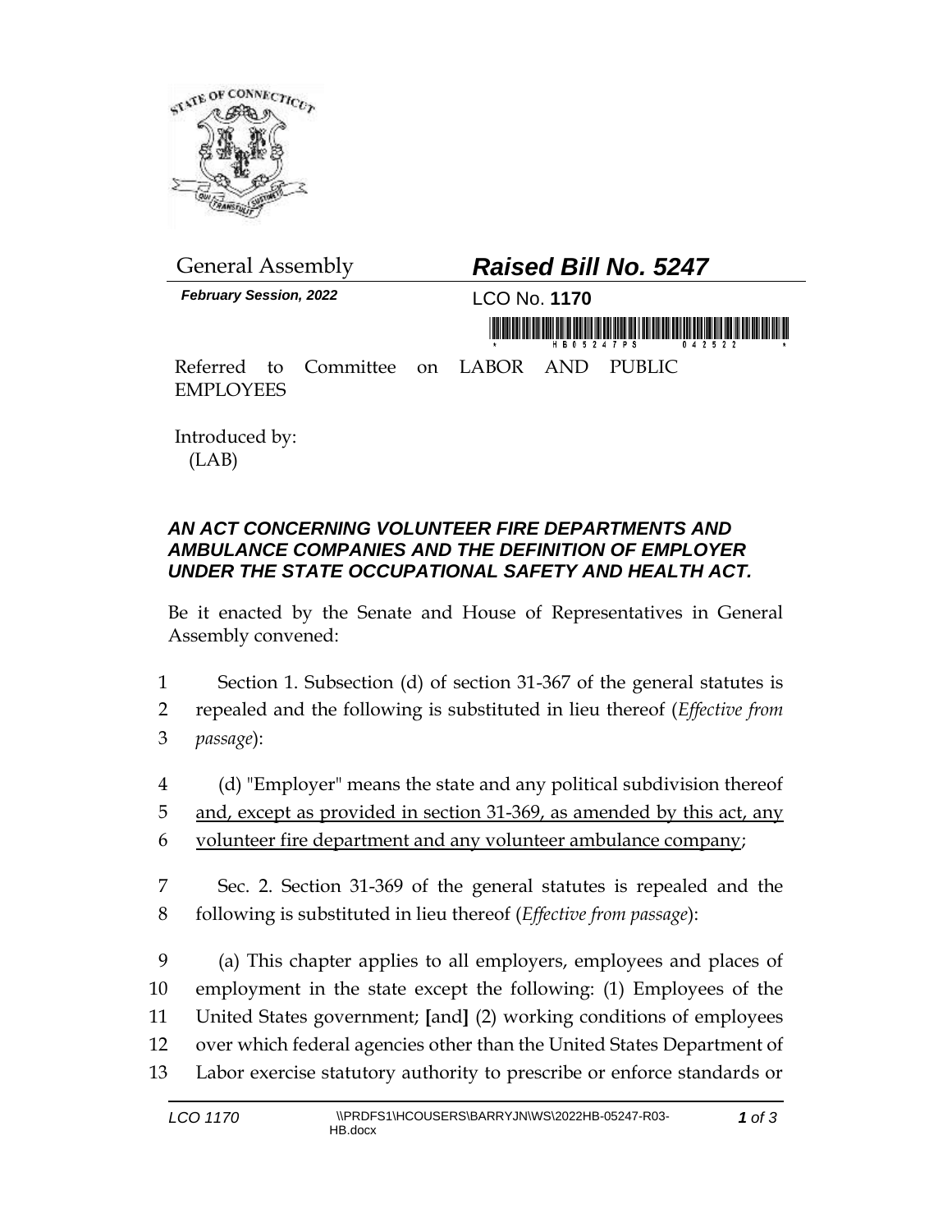General Assembly

# *Raised Bill No. 5247*

***February Session, 2022***

LCO No. **1170**

Referred to Committee on LABOR AND PUBLIC EMPLOYEES

Introduced by:
(LAB)

### *AN ACT CONCERNING VOLUNTEER FIRE DEPARTMENTS AND AMBULANCE COMPANIES AND THE DEFINITION OF EMPLOYER UNDER THE STATE OCCUPATIONAL SAFETY AND HEALTH ACT.*

Be it enacted by the Senate and House of Representatives in General Assembly convened:

1 Section 1. Subsection (d) of section 31-367 of the general statutes is
2 repealed and the following is substituted in lieu thereof (*Effective from*
3 *passage*):

4 (d) "Employer" means the state and any political subdivision thereof
5 <u>and, except as provided in section 31-369, as amended by this act, any</u>
6 <u>volunteer fire department and any volunteer ambulance company</u>;

7 Sec. 2. Section 31-369 of the general statutes is repealed and the
8 following is substituted in lieu thereof (*Effective from passage*):

9 (a) This chapter applies to all employers, employees and places of
10 employment in the state except the following: (1) Employees of the
11 United States government; **[**and**]** (2) working conditions of employees
12 over which federal agencies other than the United States Department of
13 Labor exercise statutory authority to prescribe or enforce standards or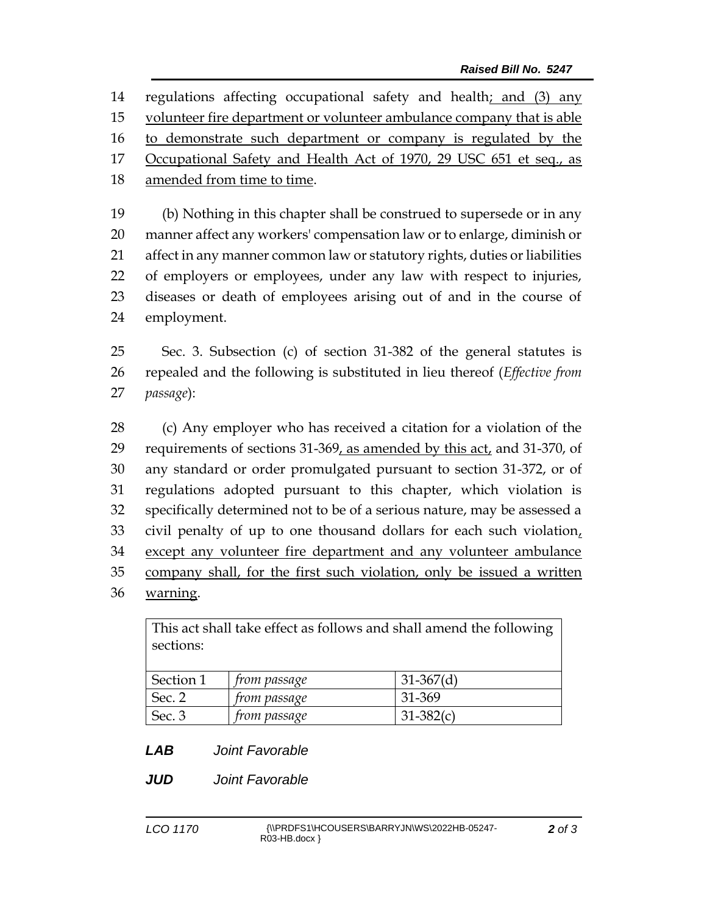regulations affecting occupational safety and health; and (3) any volunteer fire department or volunteer ambulance company that is able to demonstrate such department or company is regulated by the Occupational Safety and Health Act of 1970, 29 USC 651 et seq., as amended from time to time.

(b) Nothing in this chapter shall be construed to supersede or in any manner affect any workers' compensation law or to enlarge, diminish or affect in any manner common law or statutory rights, duties or liabilities of employers or employees, under any law with respect to injuries, diseases or death of employees arising out of and in the course of employment.

Sec. 3. Subsection (c) of section 31-382 of the general statutes is repealed and the following is substituted in lieu thereof (*Effective from passage*):

(c) Any employer who has received a citation for a violation of the requirements of sections 31-369, as amended by this act, and 31-370, of any standard or order promulgated pursuant to section 31-372, or of regulations adopted pursuant to this chapter, which violation is specifically determined not to be of a serious nature, may be assessed a civil penalty of up to one thousand dollars for each such violation, except any volunteer fire department and any volunteer ambulance company shall, for the first such violation, only be issued a written warning.

| This act shall take effect as follows and shall amend the following sections: | | |
|---|---|---|
| Section 1 | *from passage* | 31-367(d) |
| Sec. 2 | *from passage* | 31-369 |
| Sec. 3 | *from passage* | 31-382(c) |

***LAB*** *Joint Favorable*

***JUD*** *Joint Favorable*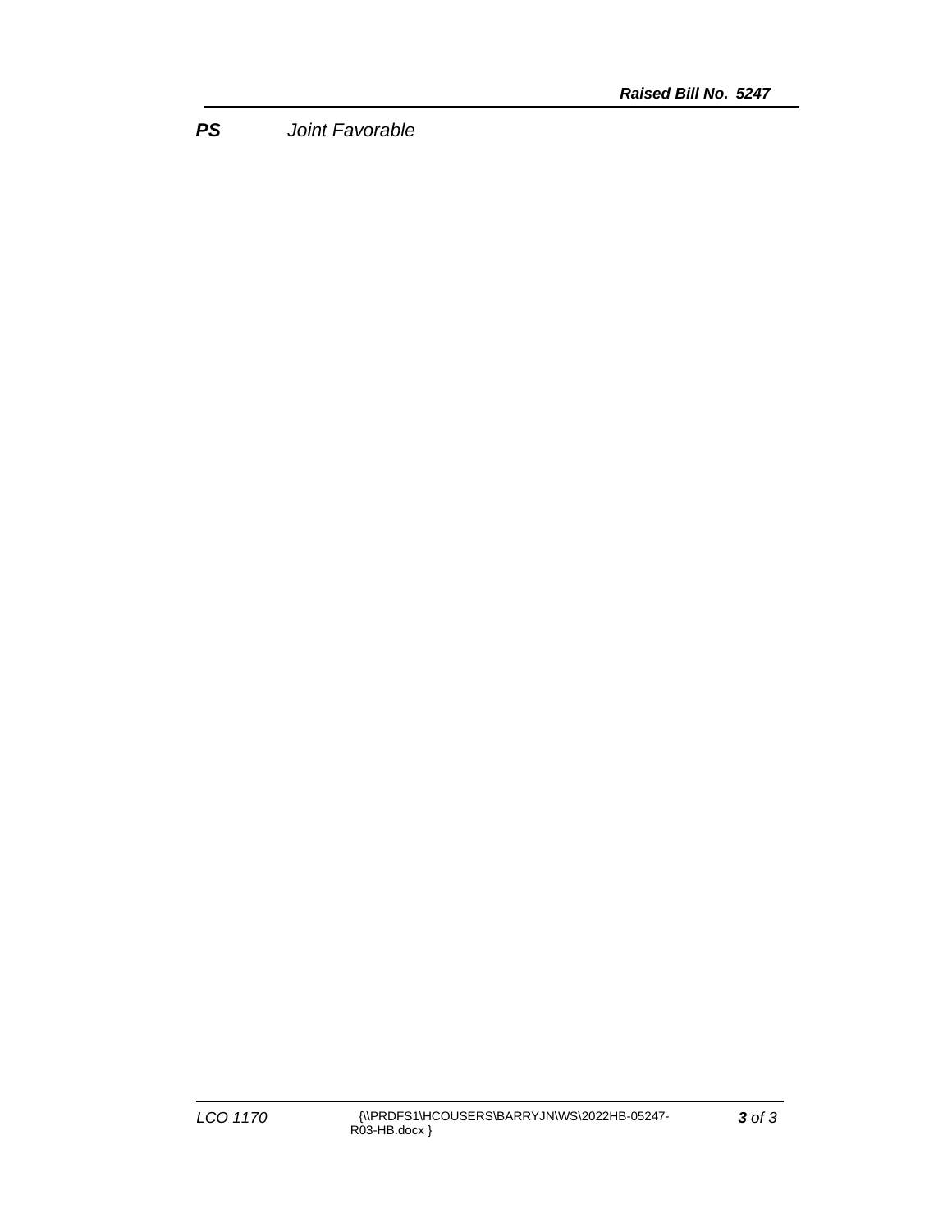*PS* *Joint Favorable*